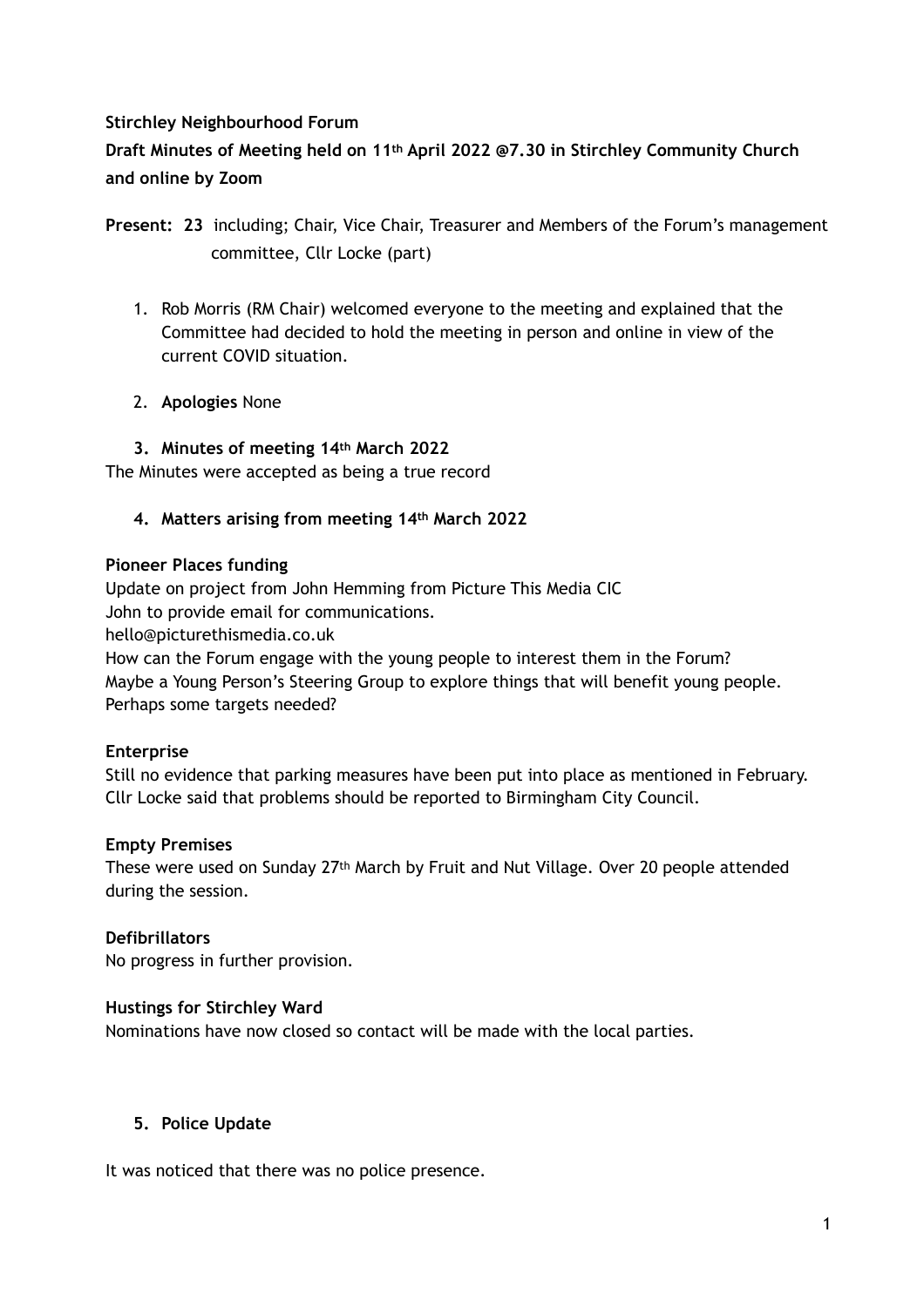**Stirchley Neighbourhood Forum**

**Draft Minutes of Meeting held on 11th April 2022 @7.30 in Stirchley Community Church and online by Zoom**

**Present: 23** including; Chair, Vice Chair, Treasurer and Members of the Forum's management committee, Cllr Locke (part)

1. Rob Morris (RM Chair) welcomed everyone to the meeting and explained that the Committee had decided to hold the meeting in person and online in view of the current COVID situation.

2. **Apologies** None

3. **Minutes of meeting 14th March 2022**

The Minutes were accepted as being a true record

4. **Matters arising from meeting 14th March 2022**

**Pioneer Places funding**

Update on project from John Hemming from Picture This Media CIC
John to provide email for communications.
hello@picturethismedia.co.uk
How can the Forum engage with the young people to interest them in the Forum?
Maybe a Young Person's Steering Group to explore things that will benefit young people.
Perhaps some targets needed?

**Enterprise**

Still no evidence that parking measures have been put into place as mentioned in February.
Cllr Locke said that problems should be reported to Birmingham City Council.

**Empty Premises**

These were used on Sunday 27th March by Fruit and Nut Village. Over 20 people attended during the session.

**Defibrillators**

No progress in further provision.

**Hustings for Stirchley Ward**

Nominations have now closed so contact will be made with the local parties.

5. **Police Update**

It was noticed that there was no police presence.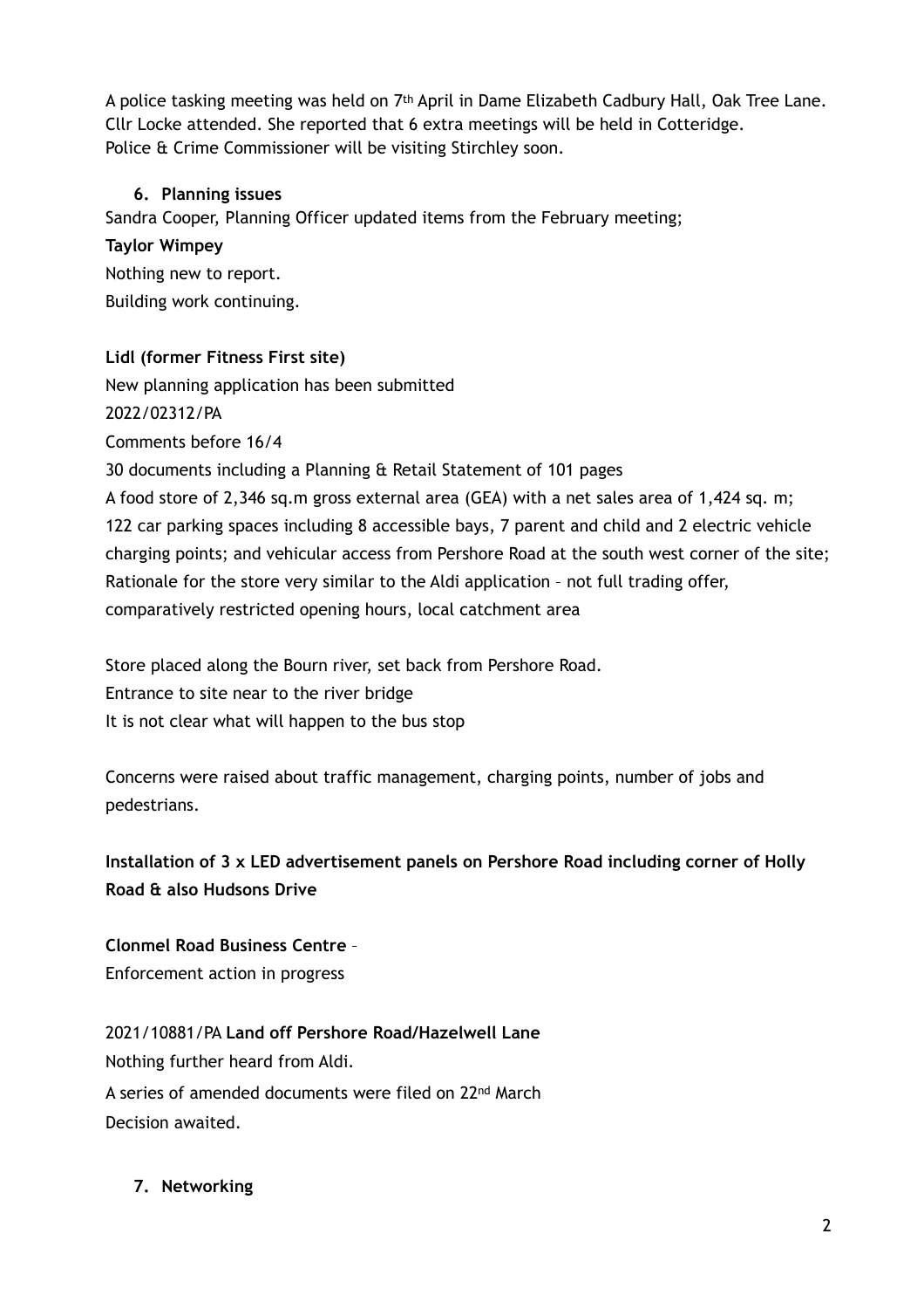A police tasking meeting was held on 7th April in Dame Elizabeth Cadbury Hall, Oak Tree Lane. Cllr Locke attended. She reported that 6 extra meetings will be held in Cotteridge. Police & Crime Commissioner will be visiting Stirchley soon.

## 6. Planning issues

Sandra Cooper, Planning Officer updated items from the February meeting;

**Taylor Wimpey**

Nothing new to report.

Building work continuing.

**Lidl (former Fitness First site)**

New planning application has been submitted

2022/02312/PA

Comments before 16/4

30 documents including a Planning & Retail Statement of 101 pages

A food store of 2,346 sq.m gross external area (GEA) with a net sales area of 1,424 sq. m; 122 car parking spaces including 8 accessible bays, 7 parent and child and 2 electric vehicle charging points; and vehicular access from Pershore Road at the south west corner of the site; Rationale for the store very similar to the Aldi application – not full trading offer, comparatively restricted opening hours, local catchment area

Store placed along the Bourn river, set back from Pershore Road.

Entrance to site near to the river bridge

It is not clear what will happen to the bus stop

Concerns were raised about traffic management, charging points, number of jobs and pedestrians.

**Installation of 3 x LED advertisement panels on Pershore Road including corner of Holly Road & also Hudsons Drive**

**Clonmel Road Business Centre** –

Enforcement action in progress

2021/10881/PA **Land off Pershore Road/Hazelwell Lane**

Nothing further heard from Aldi.

A series of amended documents were filed on 22nd March

Decision awaited.

## 7. Networking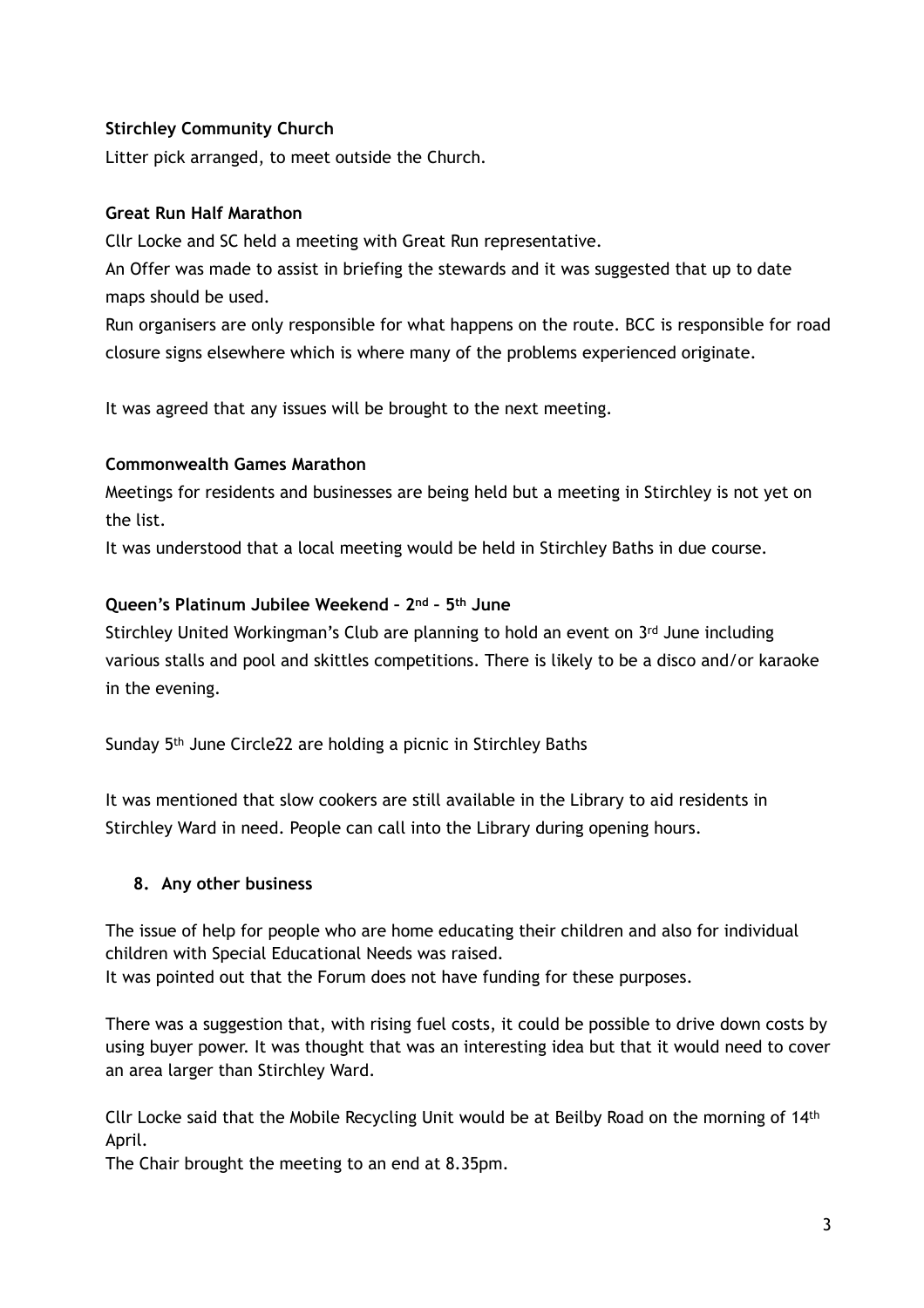**Stirchley Community Church**

Litter pick arranged, to meet outside the Church.

**Great Run Half Marathon**

Cllr Locke and SC held a meeting with Great Run representative.

An Offer was made to assist in briefing the stewards and it was suggested that up to date maps should be used.

Run organisers are only responsible for what happens on the route. BCC is responsible for road closure signs elsewhere which is where many of the problems experienced originate.

It was agreed that any issues will be brought to the next meeting.

**Commonwealth Games Marathon**

Meetings for residents and businesses are being held but a meeting in Stirchley is not yet on the list.

It was understood that a local meeting would be held in Stirchley Baths in due course.

**Queen's Platinum Jubilee Weekend – 2nd – 5th June**

Stirchley United Workingman's Club are planning to hold an event on 3rd June including various stalls and pool and skittles competitions. There is likely to be a disco and/or karaoke in the evening.

Sunday 5th June Circle22 are holding a picnic in Stirchley Baths

It was mentioned that slow cookers are still available in the Library to aid residents in Stirchley Ward in need. People can call into the Library during opening hours.

## 8. Any other business

The issue of help for people who are home educating their children and also for individual children with Special Educational Needs was raised.

It was pointed out that the Forum does not have funding for these purposes.

There was a suggestion that, with rising fuel costs, it could be possible to drive down costs by using buyer power. It was thought that was an interesting idea but that it would need to cover an area larger than Stirchley Ward.

Cllr Locke said that the Mobile Recycling Unit would be at Beilby Road on the morning of 14th April.

The Chair brought the meeting to an end at 8.35pm.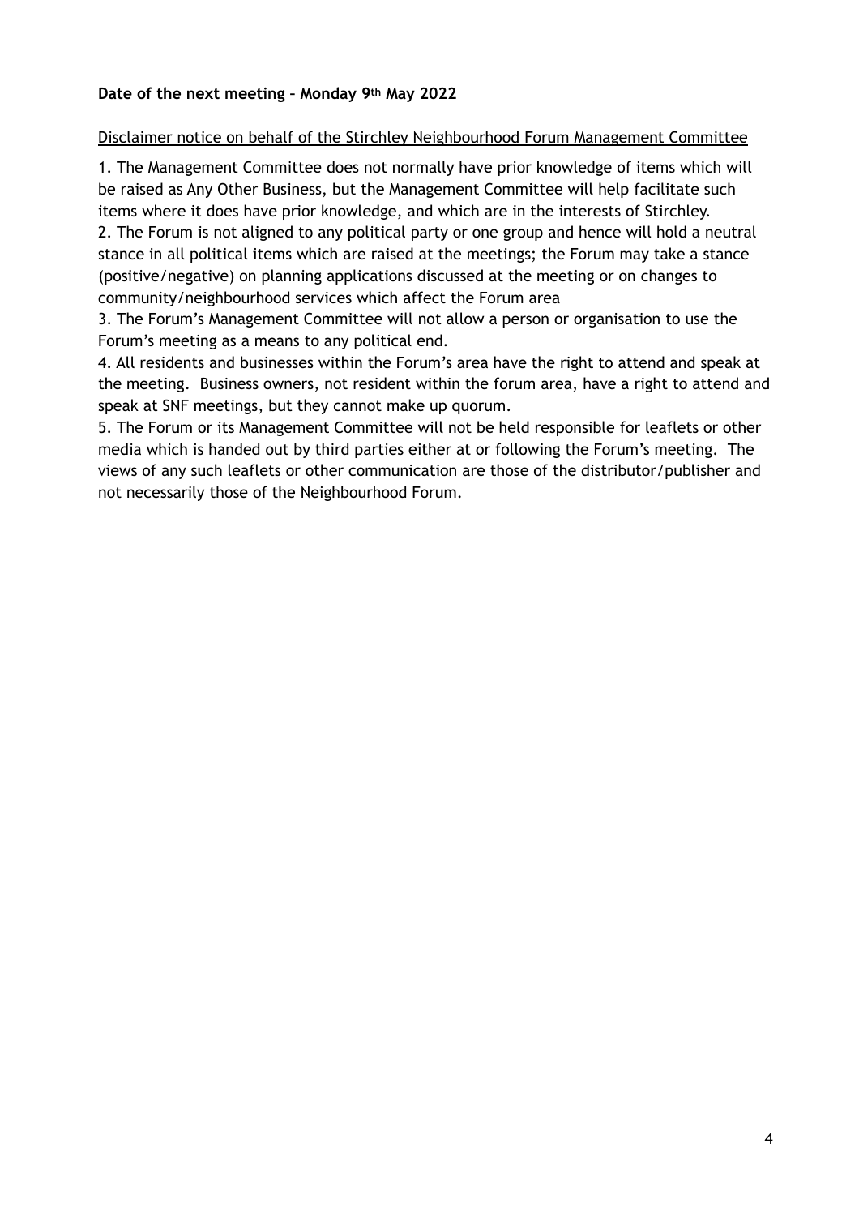**Date of the next meeting – Monday 9th May 2022**

Disclaimer notice on behalf of the Stirchley Neighbourhood Forum Management Committee

1. The Management Committee does not normally have prior knowledge of items which will be raised as Any Other Business, but the Management Committee will help facilitate such items where it does have prior knowledge, and which are in the interests of Stirchley.
2. The Forum is not aligned to any political party or one group and hence will hold a neutral stance in all political items which are raised at the meetings; the Forum may take a stance (positive/negative) on planning applications discussed at the meeting or on changes to community/neighbourhood services which affect the Forum area
3. The Forum's Management Committee will not allow a person or organisation to use the Forum's meeting as a means to any political end.
4. All residents and businesses within the Forum's area have the right to attend and speak at the meeting. Business owners, not resident within the forum area, have a right to attend and speak at SNF meetings, but they cannot make up quorum.
5. The Forum or its Management Committee will not be held responsible for leaflets or other media which is handed out by third parties either at or following the Forum's meeting. The views of any such leaflets or other communication are those of the distributor/publisher and not necessarily those of the Neighbourhood Forum.